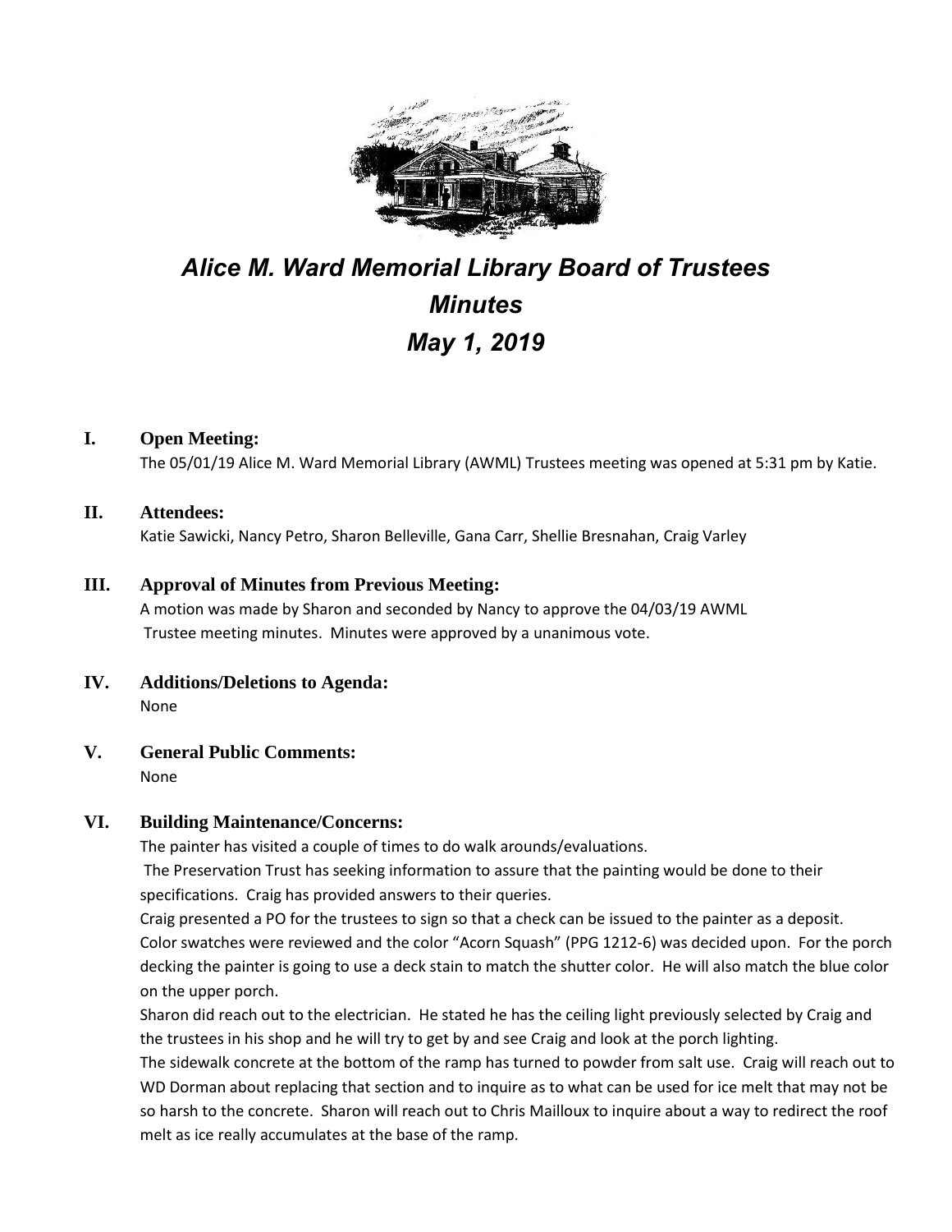# *Alice M. Ward Memorial Library Board of Trustees*
# *Minutes*
# *May 1, 2019*

## I. Open Meeting:

The 05/01/19 Alice M. Ward Memorial Library (AWML) Trustees meeting was opened at 5:31 pm by Katie.

## II. Attendees:

Katie Sawicki, Nancy Petro, Sharon Belleville, Gana Carr, Shellie Bresnahan, Craig Varley

## III. Approval of Minutes from Previous Meeting:

A motion was made by Sharon and seconded by Nancy to approve the 04/03/19 AWML Trustee meeting minutes. Minutes were approved by a unanimous vote.

## IV. Additions/Deletions to Agenda:

None

## V. General Public Comments:

None

## VI. Building Maintenance/Concerns:

The painter has visited a couple of times to do walk arounds/evaluations.

The Preservation Trust has seeking information to assure that the painting would be done to their specifications. Craig has provided answers to their queries.

Craig presented a PO for the trustees to sign so that a check can be issued to the painter as a deposit.

Color swatches were reviewed and the color "Acorn Squash" (PPG 1212-6) was decided upon. For the porch decking the painter is going to use a deck stain to match the shutter color. He will also match the blue color on the upper porch.

Sharon did reach out to the electrician. He stated he has the ceiling light previously selected by Craig and the trustees in his shop and he will try to get by and see Craig and look at the porch lighting.

The sidewalk concrete at the bottom of the ramp has turned to powder from salt use. Craig will reach out to WD Dorman about replacing that section and to inquire as to what can be used for ice melt that may not be so harsh to the concrete. Sharon will reach out to Chris Mailloux to inquire about a way to redirect the roof melt as ice really accumulates at the base of the ramp.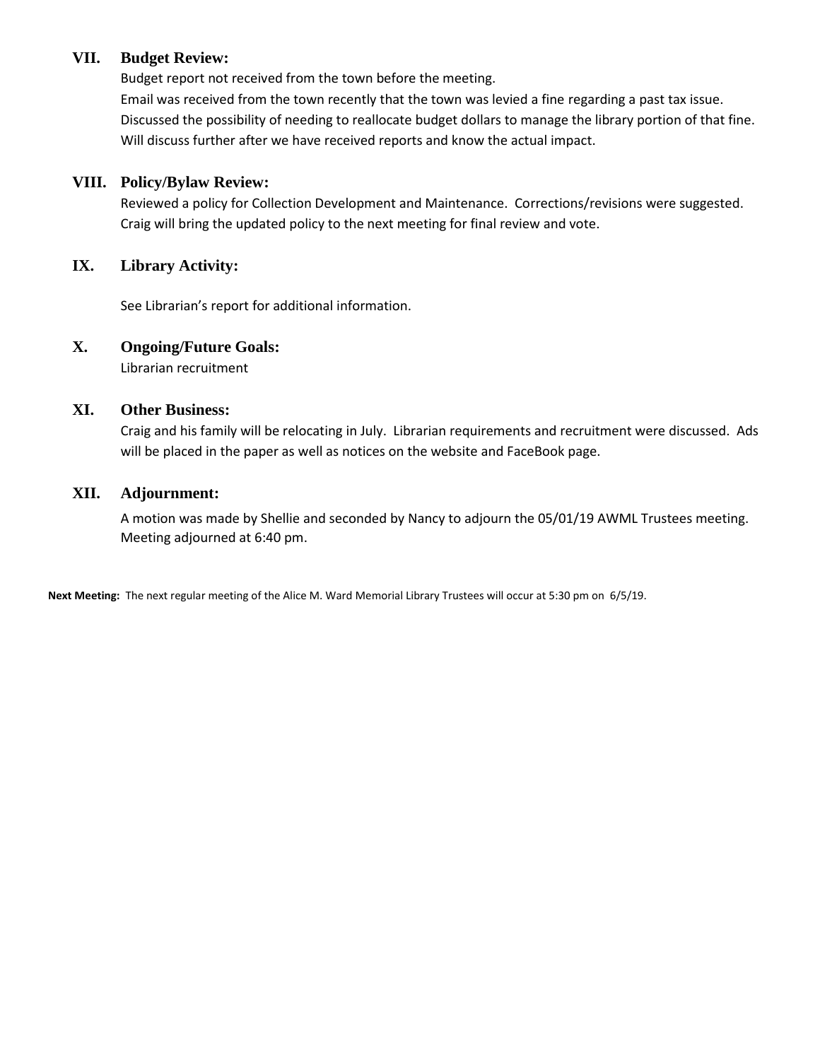## VII. Budget Review:

Budget report not received from the town before the meeting.
Email was received from the town recently that the town was levied a fine regarding a past tax issue. Discussed the possibility of needing to reallocate budget dollars to manage the library portion of that fine. Will discuss further after we have received reports and know the actual impact.

## VIII. Policy/Bylaw Review:

Reviewed a policy for Collection Development and Maintenance. Corrections/revisions were suggested. Craig will bring the updated policy to the next meeting for final review and vote.

## IX. Library Activity:

See Librarian's report for additional information.

## X. Ongoing/Future Goals:

Librarian recruitment

## XI. Other Business:

Craig and his family will be relocating in July. Librarian requirements and recruitment were discussed. Ads will be placed in the paper as well as notices on the website and FaceBook page.

## XII. Adjournment:

A motion was made by Shellie and seconded by Nancy to adjourn the 05/01/19 AWML Trustees meeting. Meeting adjourned at 6:40 pm.

**Next Meeting:** The next regular meeting of the Alice M. Ward Memorial Library Trustees will occur at 5:30 pm on 6/5/19.